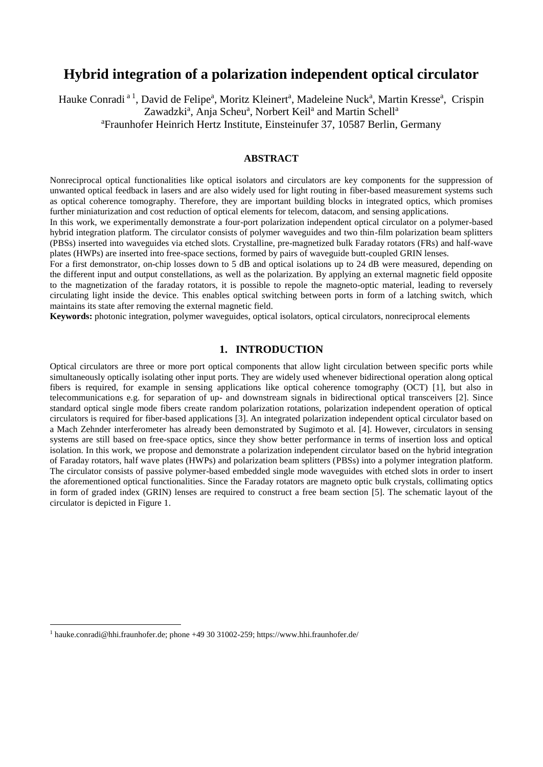# Hybrid integration of a polarization independent optical circulator

Hauke Conradi [a 1], David de Felipe[a], Moritz Kleinert[a], Madeleine Nuck[a], Martin Kresse[a], Crispin Zawadzki[a], Anja Scheu[a], Norbert Keil[a] and Martin Schell[a]

[a]Fraunhofer Heinrich Hertz Institute, Einsteinufer 37, 10587 Berlin, Germany

## ABSTRACT

Nonreciprocal optical functionalities like optical isolators and circulators are key components for the suppression of unwanted optical feedback in lasers and are also widely used for light routing in fiber-based measurement systems such as optical coherence tomography. Therefore, they are important building blocks in integrated optics, which promises further miniaturization and cost reduction of optical elements for telecom, datacom, and sensing applications.

In this work, we experimentally demonstrate a four-port polarization independent optical circulator on a polymer-based hybrid integration platform. The circulator consists of polymer waveguides and two thin-film polarization beam splitters (PBSs) inserted into waveguides via etched slots. Crystalline, pre-magnetized bulk Faraday rotators (FRs) and half-wave plates (HWPs) are inserted into free-space sections, formed by pairs of waveguide butt-coupled GRIN lenses.

For a first demonstrator, on-chip losses down to 5 dB and optical isolations up to 24 dB were measured, depending on the different input and output constellations, as well as the polarization. By applying an external magnetic field opposite to the magnetization of the faraday rotators, it is possible to repole the magneto-optic material, leading to reversely circulating light inside the device. This enables optical switching between ports in form of a latching switch, which maintains its state after removing the external magnetic field.

**Keywords:** photonic integration, polymer waveguides, optical isolators, optical circulators, nonreciprocal elements

## 1. INTRODUCTION

Optical circulators are three or more port optical components that allow light circulation between specific ports while simultaneously optically isolating other input ports. They are widely used whenever bidirectional operation along optical fibers is required, for example in sensing applications like optical coherence tomography (OCT) [1], but also in telecommunications e.g. for separation of up- and downstream signals in bidirectional optical transceivers [2]. Since standard optical single mode fibers create random polarization rotations, polarization independent operation of optical circulators is required for fiber-based applications [3]. An integrated polarization independent optical circulator based on a Mach Zehnder interferometer has already been demonstrated by Sugimoto et al. [4]. However, circulators in sensing systems are still based on free-space optics, since they show better performance in terms of insertion loss and optical isolation. In this work, we propose and demonstrate a polarization independent circulator based on the hybrid integration of Faraday rotators, half wave plates (HWPs) and polarization beam splitters (PBSs) into a polymer integration platform. The circulator consists of passive polymer-based embedded single mode waveguides with etched slots in order to insert the aforementioned optical functionalities. Since the Faraday rotators are magneto optic bulk crystals, collimating optics in form of graded index (GRIN) lenses are required to construct a free beam section [5]. The schematic layout of the circulator is depicted in Figure 1.

[1] hauke.conradi@hhi.fraunhofer.de; phone +49 30 31002-259; https://www.hhi.fraunhofer.de/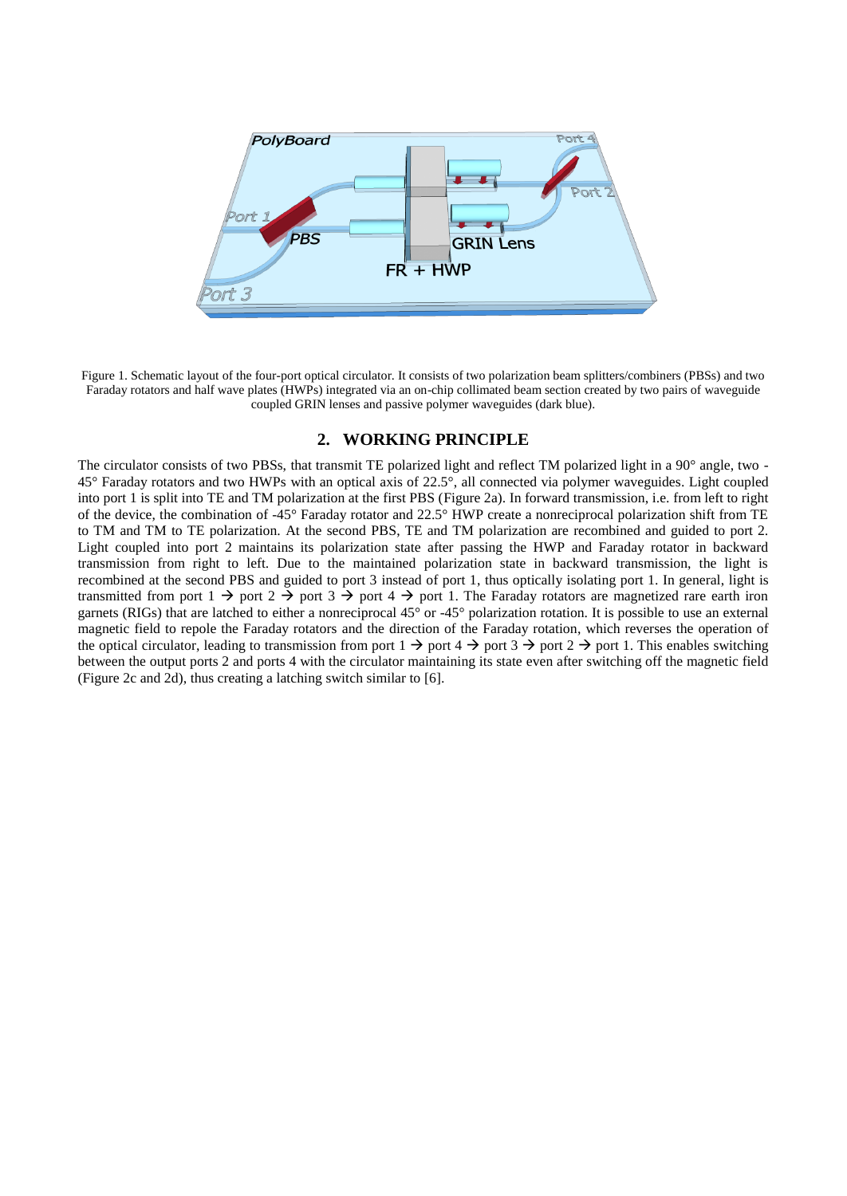Figure 1. Schematic layout of the four-port optical circulator. It consists of two polarization beam splitters/combiners (PBSs) and two Faraday rotators and half wave plates (HWPs) integrated via an on-chip collimated beam section created by two pairs of waveguide coupled GRIN lenses and passive polymer waveguides (dark blue).

## 2. WORKING PRINCIPLE

The circulator consists of two PBSs, that transmit TE polarized light and reflect TM polarized light in a 90° angle, two -45° Faraday rotators and two HWPs with an optical axis of 22.5°, all connected via polymer waveguides. Light coupled into port 1 is split into TE and TM polarization at the first PBS (Figure 2a). In forward transmission, i.e. from left to right of the device, the combination of -45° Faraday rotator and 22.5° HWP create a nonreciprocal polarization shift from TE to TM and TM to TE polarization. At the second PBS, TE and TM polarization are recombined and guided to port 2. Light coupled into port 2 maintains its polarization state after passing the HWP and Faraday rotator in backward transmission from right to left. Due to the maintained polarization state in backward transmission, the light is recombined at the second PBS and guided to port 3 instead of port 1, thus optically isolating port 1. In general, light is transmitted from port 1 → port 2 → port 3 → port 4 → port 1. The Faraday rotators are magnetized rare earth iron garnets (RIGs) that are latched to either a nonreciprocal 45° or -45° polarization rotation. It is possible to use an external magnetic field to repole the Faraday rotators and the direction of the Faraday rotation, which reverses the operation of the optical circulator, leading to transmission from port 1 → port 4 → port 3 → port 2 → port 1. This enables switching between the output ports 2 and ports 4 with the circulator maintaining its state even after switching off the magnetic field (Figure 2c and 2d), thus creating a latching switch similar to [6].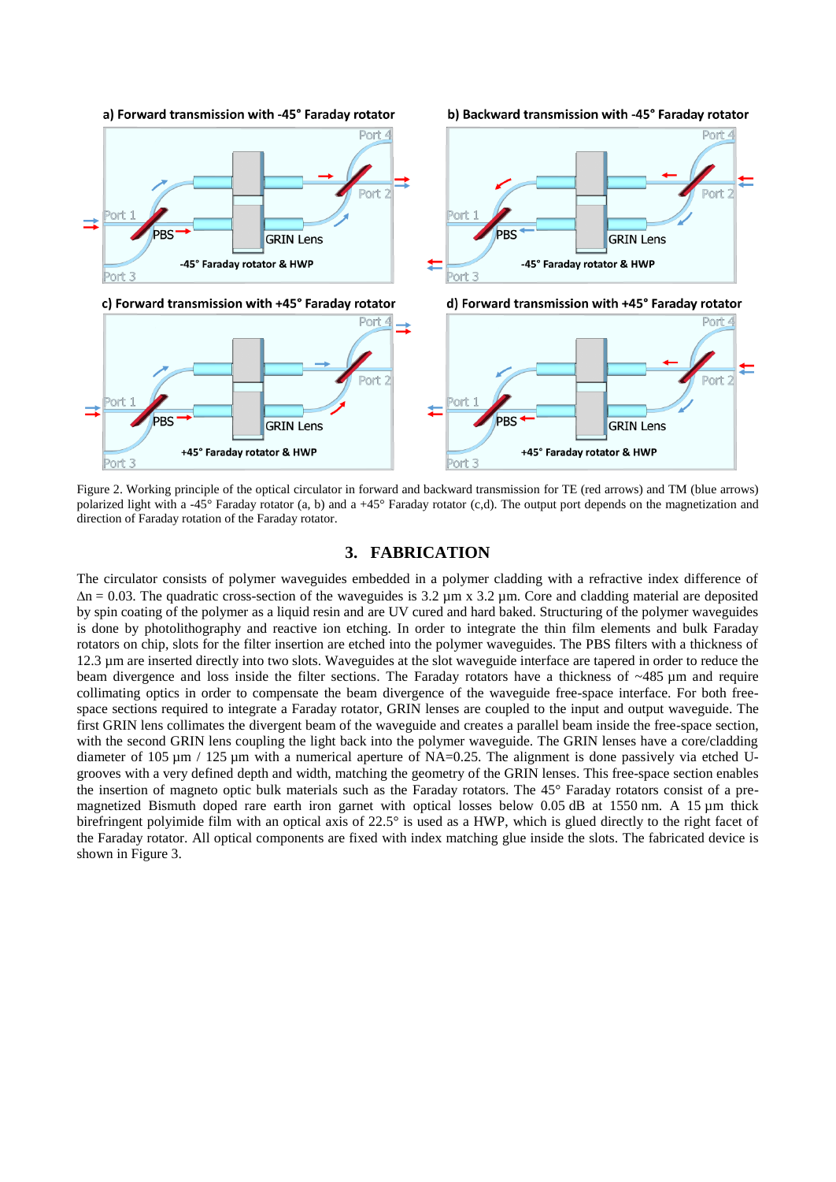Figure 2. Working principle of the optical circulator in forward and backward transmission for TE (red arrows) and TM (blue arrows) polarized light with a -45° Faraday rotator (a, b) and a +45° Faraday rotator (c,d). The output port depends on the magnetization and direction of Faraday rotation of the Faraday rotator.

## 3. FABRICATION

The circulator consists of polymer waveguides embedded in a polymer cladding with a refractive index difference of $\Delta n = 0.03$. The quadratic cross-section of the waveguides is 3.2 µm x 3.2 µm. Core and cladding material are deposited by spin coating of the polymer as a liquid resin and are UV cured and hard baked. Structuring of the polymer waveguides is done by photolithography and reactive ion etching. In order to integrate the thin film elements and bulk Faraday rotators on chip, slots for the filter insertion are etched into the polymer waveguides. The PBS filters with a thickness of 12.3 µm are inserted directly into two slots. Waveguides at the slot waveguide interface are tapered in order to reduce the beam divergence and loss inside the filter sections. The Faraday rotators have a thickness of ~485 µm and require collimating optics in order to compensate the beam divergence of the waveguide free-space interface. For both free-space sections required to integrate a Faraday rotator, GRIN lenses are coupled to the input and output waveguide. The first GRIN lens collimates the divergent beam of the waveguide and creates a parallel beam inside the free-space section, with the second GRIN lens coupling the light back into the polymer waveguide. The GRIN lenses have a core/cladding diameter of 105 µm / 125 µm with a numerical aperture of NA=0.25. The alignment is done passively via etched U-grooves with a very defined depth and width, matching the geometry of the GRIN lenses. This free-space section enables the insertion of magneto optic bulk materials such as the Faraday rotators. The 45° Faraday rotators consist of a pre-magnetized Bismuth doped rare earth iron garnet with optical losses below 0.05 dB at 1550 nm. A 15 µm thick birefringent polyimide film with an optical axis of 22.5° is used as a HWP, which is glued directly to the right facet of the Faraday rotator. All optical components are fixed with index matching glue inside the slots. The fabricated device is shown in Figure 3.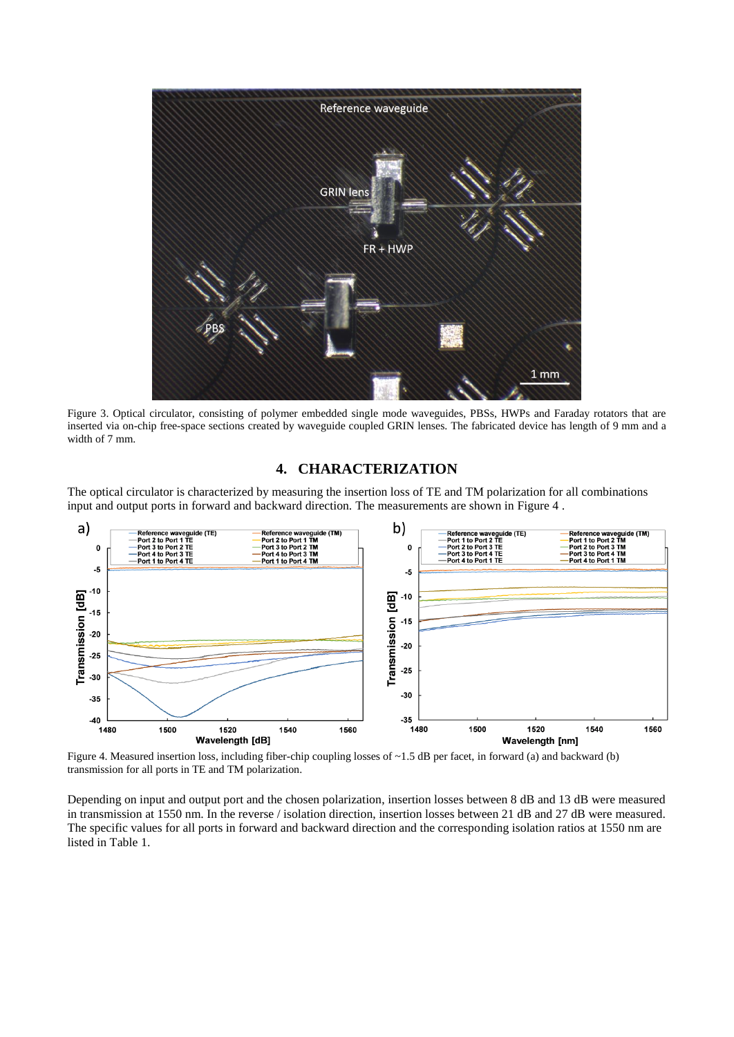Figure 3. Optical circulator, consisting of polymer embedded single mode waveguides, PBSs, HWPs and Faraday rotators that are inserted via on-chip free-space sections created by waveguide coupled GRIN lenses. The fabricated device has length of 9 mm and a width of 7 mm.

## 4. CHARACTERIZATION

The optical circulator is characterized by measuring the insertion loss of TE and TM polarization for all combinations input and output ports in forward and backward direction. The measurements are shown in Figure 4 .

Figure 4. Measured insertion loss, including fiber-chip coupling losses of ~1.5 dB per facet, in forward (a) and backward (b) transmission for all ports in TE and TM polarization.

Depending on input and output port and the chosen polarization, insertion losses between 8 dB and 13 dB were measured in transmission at 1550 nm. In the reverse / isolation direction, insertion losses between 21 dB and 27 dB were measured. The specific values for all ports in forward and backward direction and the corresponding isolation ratios at 1550 nm are listed in Table 1.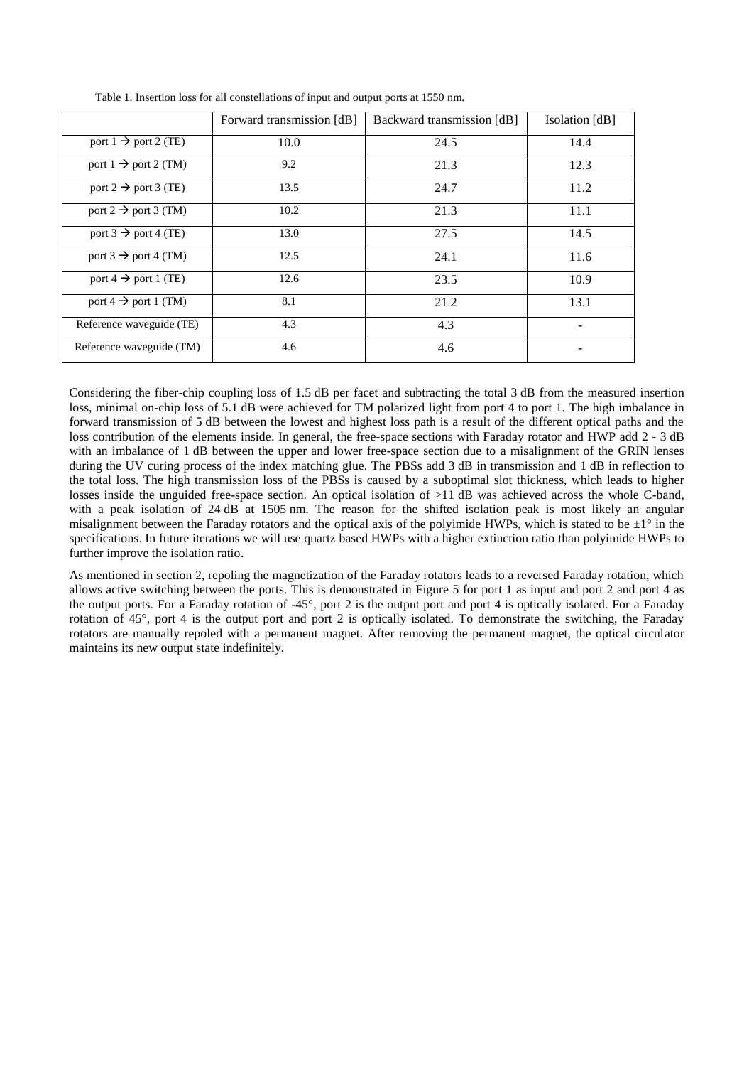Table 1. Insertion loss for all constellations of input and output ports at 1550 nm.

| | Forward transmission [dB] | Backward transmission [dB] | Isolation [dB] |
|---|---|---|---|
| port 1 → port 2 (TE) | 10.0 | 24.5 | 14.4 |
| port 1 → port 2 (TM) | 9.2 | 21.3 | 12.3 |
| port 2 → port 3 (TE) | 13.5 | 24.7 | 11.2 |
| port 2 → port 3 (TM) | 10.2 | 21.3 | 11.1 |
| port 3 → port 4 (TE) | 13.0 | 27.5 | 14.5 |
| port 3 → port 4 (TM) | 12.5 | 24.1 | 11.6 |
| port 4 → port 1 (TE) | 12.6 | 23.5 | 10.9 |
| port 4 → port 1 (TM) | 8.1 | 21.2 | 13.1 |
| Reference waveguide (TE) | 4.3 | 4.3 | - |
| Reference waveguide (TM) | 4.6 | 4.6 | - |

Considering the fiber-chip coupling loss of 1.5 dB per facet and subtracting the total 3 dB from the measured insertion loss, minimal on-chip loss of 5.1 dB were achieved for TM polarized light from port 4 to port 1. The high imbalance in forward transmission of 5 dB between the lowest and highest loss path is a result of the different optical paths and the loss contribution of the elements inside. In general, the free-space sections with Faraday rotator and HWP add 2 - 3 dB with an imbalance of 1 dB between the upper and lower free-space section due to a misalignment of the GRIN lenses during the UV curing process of the index matching glue. The PBSs add 3 dB in transmission and 1 dB in reflection to the total loss. The high transmission loss of the PBSs is caused by a suboptimal slot thickness, which leads to higher losses inside the unguided free-space section. An optical isolation of >11 dB was achieved across the whole C-band, with a peak isolation of 24 dB at 1505 nm. The reason for the shifted isolation peak is most likely an angular misalignment between the Faraday rotators and the optical axis of the polyimide HWPs, which is stated to be ±1° in the specifications. In future iterations we will use quartz based HWPs with a higher extinction ratio than polyimide HWPs to further improve the isolation ratio.

As mentioned in section 2, repoling the magnetization of the Faraday rotators leads to a reversed Faraday rotation, which allows active switching between the ports. This is demonstrated in Figure 5 for port 1 as input and port 2 and port 4 as the output ports. For a Faraday rotation of -45°, port 2 is the output port and port 4 is optically isolated. For a Faraday rotation of 45°, port 4 is the output port and port 2 is optically isolated. To demonstrate the switching, the Faraday rotators are manually repoled with a permanent magnet. After removing the permanent magnet, the optical circulator maintains its new output state indefinitely.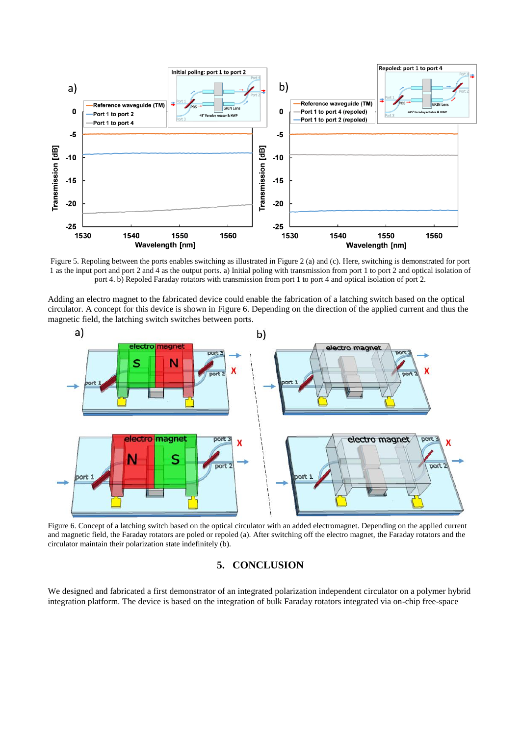Figure 5. Repoling between the ports enables switching as illustrated in Figure 2 (a) and (c). Here, switching is demonstrated for port 1 as the input port and port 2 and 4 as the output ports. a) Initial poling with transmission from port 1 to port 2 and optical isolation of port 4. b) Repoled Faraday rotators with transmission from port 1 to port 4 and optical isolation of port 2.

Adding an electro magnet to the fabricated device could enable the fabrication of a latching switch based on the optical circulator. A concept for this device is shown in Figure 6. Depending on the direction of the applied current and thus the magnetic field, the latching switch switches between ports.

Figure 6. Concept of a latching switch based on the optical circulator with an added electromagnet. Depending on the applied current and magnetic field, the Faraday rotators are poled or repoled (a). After switching off the electro magnet, the Faraday rotators and the circulator maintain their polarization state indefinitely (b).

## 5. CONCLUSION

We designed and fabricated a first demonstrator of an integrated polarization independent circulator on a polymer hybrid integration platform. The device is based on the integration of bulk Faraday rotators integrated via on-chip free-space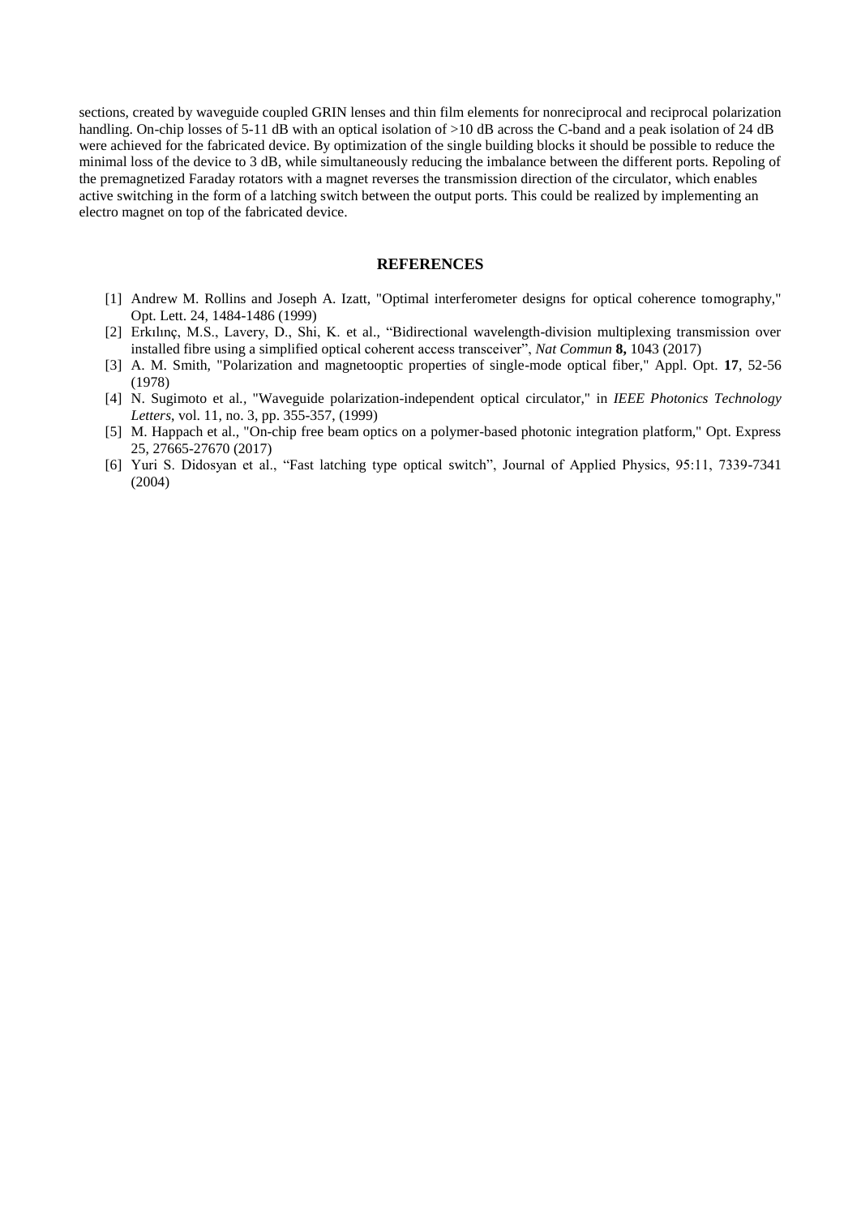sections, created by waveguide coupled GRIN lenses and thin film elements for nonreciprocal and reciprocal polarization handling. On-chip losses of 5-11 dB with an optical isolation of >10 dB across the C-band and a peak isolation of 24 dB were achieved for the fabricated device. By optimization of the single building blocks it should be possible to reduce the minimal loss of the device to 3 dB, while simultaneously reducing the imbalance between the different ports. Repoling of the premagnetized Faraday rotators with a magnet reverses the transmission direction of the circulator, which enables active switching in the form of a latching switch between the output ports. This could be realized by implementing an electro magnet on top of the fabricated device.

## REFERENCES

[1] Andrew M. Rollins and Joseph A. Izatt, "Optimal interferometer designs for optical coherence tomography," Opt. Lett. 24, 1484-1486 (1999)

[2] Erkılınç, M.S., Lavery, D., Shi, K. et al., "Bidirectional wavelength-division multiplexing transmission over installed fibre using a simplified optical coherent access transceiver", *Nat Commun* **8,** 1043 (2017)

[3] A. M. Smith, "Polarization and magnetooptic properties of single-mode optical fiber," Appl. Opt. **17**, 52-56 (1978)

[4] N. Sugimoto et al., "Waveguide polarization-independent optical circulator," in *IEEE Photonics Technology Letters*, vol. 11, no. 3, pp. 355-357, (1999)

[5] M. Happach et al., "On-chip free beam optics on a polymer-based photonic integration platform," Opt. Express 25, 27665-27670 (2017)

[6] Yuri S. Didosyan et al., "Fast latching type optical switch", Journal of Applied Physics, 95:11, 7339-7341 (2004)